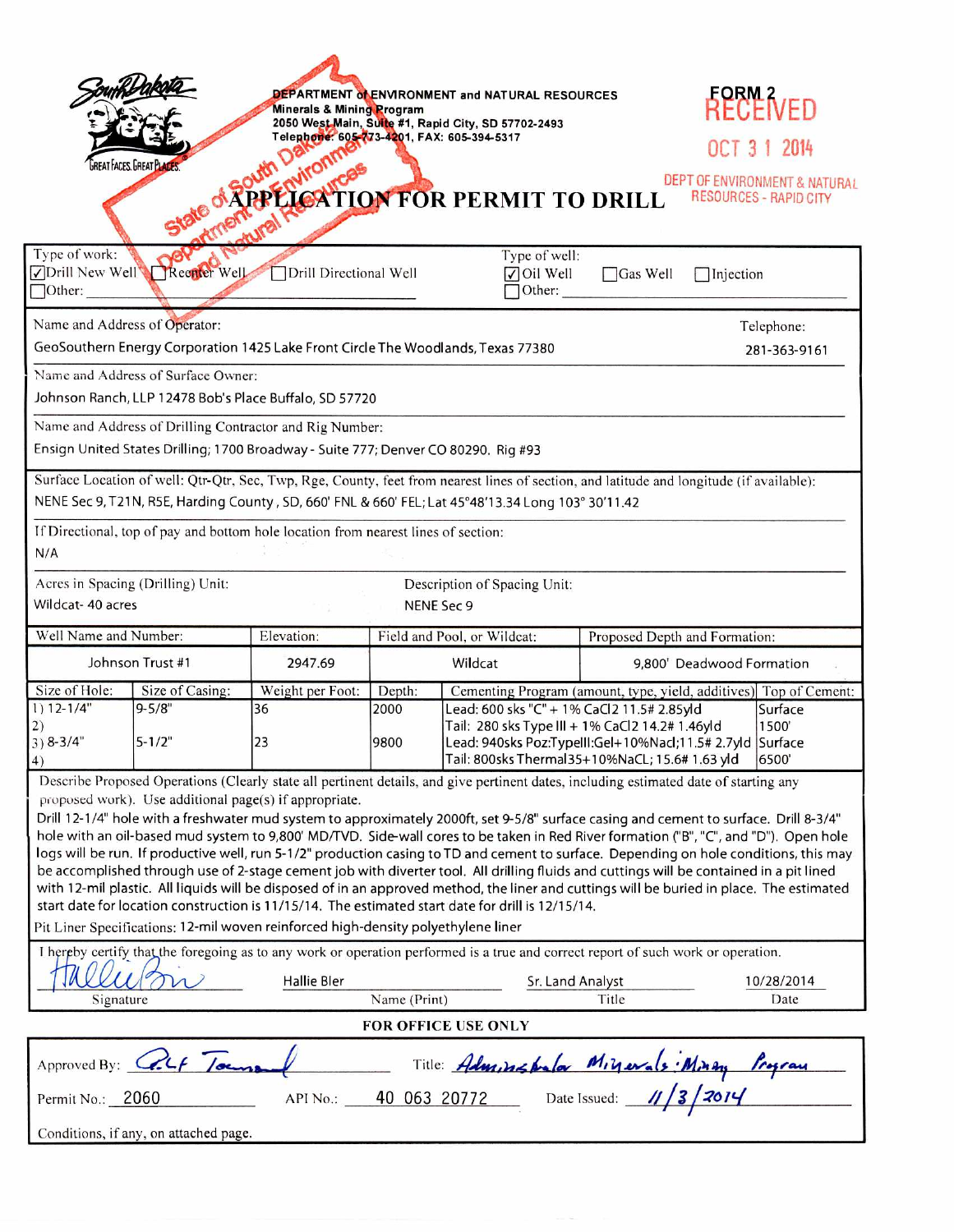South Dakota
GREAT FACES. GREAT PLACES.

**DEPARTMENT of ENVIRONMENT and NATURAL RESOURCES**
**Minerals & Mining Program**
**2050 West Main, Suite #1, Rapid City, SD 57702-2493**
**Telephone: 605-773-4201, FAX: 605-394-5317**

**FORM 2**

RECEIVED
OCT 31 2014
DEPT OF ENVIRONMENT & NATURAL RESOURCES - RAPID CITY

State of South Dakota Department of Environment and Natural Resources

# APPLICATION FOR PERMIT TO DRILL

Type of work: ☑ Drill New Well ☐ Reenter Well ☐ Drill Directional Well ☐ Other:

Type of well: ☑ Oil Well ☐ Gas Well ☐ Injection ☐ Other:

Name and Address of Operator:
GeoSouthern Energy Corporation 1425 Lake Front Circle The Woodlands, Texas 77380

Telephone: 281-363-9161

Name and Address of Surface Owner:
Johnson Ranch, LLP 12478 Bob's Place Buffalo, SD 57720

Name and Address of Drilling Contractor and Rig Number:
Ensign United States Drilling; 1700 Broadway - Suite 777; Denver CO 80290. Rig #93

Surface Location of well: Qtr-Qtr, Sec, Twp, Rge, County, feet from nearest lines of section, and latitude and longitude (if available):
NENE Sec 9, T21N, R5E, Harding County, SD, 660' FNL & 660' FEL; Lat 45°48'13.34 Long 103° 30'11.42

If Directional, top of pay and bottom hole location from nearest lines of section:
N/A

Acres in Spacing (Drilling) Unit: Wildcat- 40 acres

Description of Spacing Unit: NENE Sec 9

| Well Name and Number: | Elevation: | Field and Pool, or Wildcat: | Proposed Depth and Formation: |
|---|---|---|---|
| Johnson Trust #1 | 2947.69 | Wildcat | 9,800' Deadwood Formation |

| Size of Hole: | Size of Casing: | Weight per Foot: | Depth: | Cementing Program (amount, type, yield, additives) | Top of Cement: |
|---|---|---|---|---|---|
| 1) 12-1/4" | 9-5/8" | 36 | 2000 | Lead: 600 sks "C" + 1% CaCl2 11.5# 2.85yld | Surface |
| 2) | | | | Tail: 280 sks Type III + 1% CaCl2 14.2# 1.46yld | 1500' |
| 3) 8-3/4" | 5-1/2" | 23 | 9800 | Lead: 940sks Poz:TypeIII:Gel+10%Nacl;11.5# 2.7yld | Surface |
| 4) | | | | Tail: 800sks Thermal35+10%NaCL; 15.6# 1.63 yld | 6500' |

Describe Proposed Operations (Clearly state all pertinent details, and give pertinent dates, including estimated date of starting any proposed work). Use additional page(s) if appropriate.

Drill 12-1/4" hole with a freshwater mud system to approximately 2000ft, set 9-5/8" surface casing and cement to surface. Drill 8-3/4" hole with an oil-based mud system to 9,800' MD/TVD. Side-wall cores to be taken in Red River formation ("B", "C", and "D"). Open hole logs will be run. If productive well, run 5-1/2" production casing to TD and cement to surface. Depending on hole conditions, this may be accomplished through use of 2-stage cement job with diverter tool. All drilling fluids and cuttings will be contained in a pit lined with 12-mil plastic. All liquids will be disposed of in an approved method, the liner and cuttings will be buried in place. The estimated start date for location construction is 11/15/14. The estimated start date for drill is 12/15/14.

Pit Liner Specifications: 12-mil woven reinforced high-density polyethylene liner

I hereby certify that the foregoing as to any work or operation performed is a true and correct report of such work or operation.

| Signature | Name (Print) | Title | Date |
|---|---|---|---|
| *[signature]* | Hallie Bler | Sr. Land Analyst | 10/28/2014 |

**FOR OFFICE USE ONLY**

Approved By: *[signature]* Title: *Administrator Minerals : Mining Program*

Permit No.: 2060 API No.: 40 063 20772 Date Issued: *11/3/2014*

Conditions, if any, on attached page.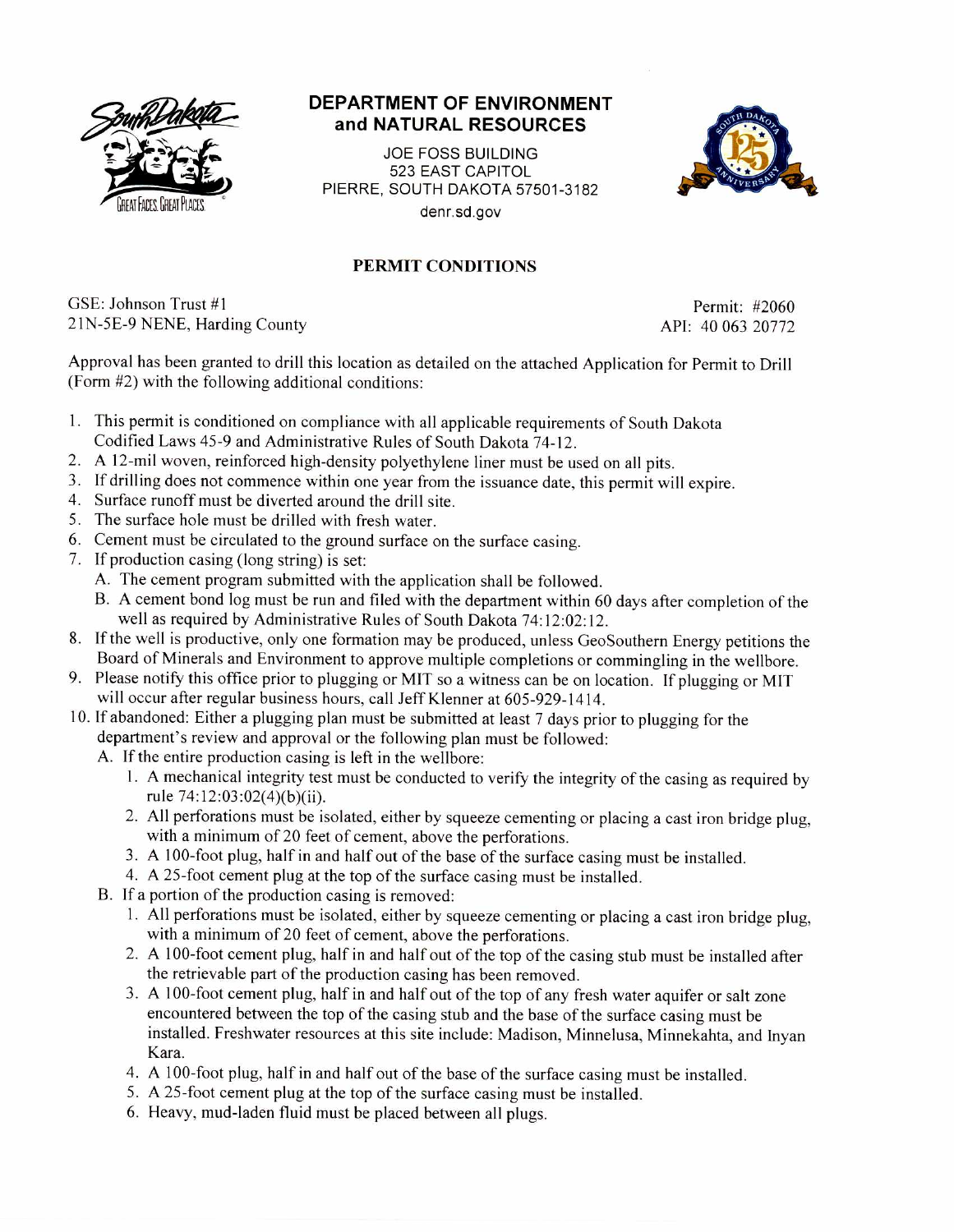# DEPARTMENT OF ENVIRONMENT and NATURAL RESOURCES

JOE FOSS BUILDING
523 EAST CAPITOL
PIERRE, SOUTH DAKOTA 57501-3182
denr.sd.gov

## PERMIT CONDITIONS

GSE: Johnson Trust #1
21N-5E-9 NENE, Harding County

Permit: #2060
API: 40 063 20772

Approval has been granted to drill this location as detailed on the attached Application for Permit to Drill (Form #2) with the following additional conditions:

1. This permit is conditioned on compliance with all applicable requirements of South Dakota Codified Laws 45-9 and Administrative Rules of South Dakota 74-12.
2. A 12-mil woven, reinforced high-density polyethylene liner must be used on all pits.
3. If drilling does not commence within one year from the issuance date, this permit will expire.
4. Surface runoff must be diverted around the drill site.
5. The surface hole must be drilled with fresh water.
6. Cement must be circulated to the ground surface on the surface casing.
7. If production casing (long string) is set:
   - A. The cement program submitted with the application shall be followed.
   - B. A cement bond log must be run and filed with the department within 60 days after completion of the well as required by Administrative Rules of South Dakota 74:12:02:12.
8. If the well is productive, only one formation may be produced, unless GeoSouthern Energy petitions the Board of Minerals and Environment to approve multiple completions or commingling in the wellbore.
9. Please notify this office prior to plugging or MIT so a witness can be on location. If plugging or MIT will occur after regular business hours, call Jeff Klenner at 605-929-1414.
10. If abandoned: Either a plugging plan must be submitted at least 7 days prior to plugging for the department's review and approval or the following plan must be followed:
    - A. If the entire production casing is left in the wellbore:
      1. A mechanical integrity test must be conducted to verify the integrity of the casing as required by rule 74:12:03:02(4)(b)(ii).
      2. All perforations must be isolated, either by squeeze cementing or placing a cast iron bridge plug, with a minimum of 20 feet of cement, above the perforations.
      3. A 100-foot plug, half in and half out of the base of the surface casing must be installed.
      4. A 25-foot cement plug at the top of the surface casing must be installed.
    - B. If a portion of the production casing is removed:
      1. All perforations must be isolated, either by squeeze cementing or placing a cast iron bridge plug, with a minimum of 20 feet of cement, above the perforations.
      2. A 100-foot cement plug, half in and half out of the top of the casing stub must be installed after the retrievable part of the production casing has been removed.
      3. A 100-foot cement plug, half in and half out of the top of any fresh water aquifer or salt zone encountered between the top of the casing stub and the base of the surface casing must be installed. Freshwater resources at this site include: Madison, Minnelusa, Minnekahta, and Inyan Kara.
      4. A 100-foot plug, half in and half out of the base of the surface casing must be installed.
      5. A 25-foot cement plug at the top of the surface casing must be installed.
      6. Heavy, mud-laden fluid must be placed between all plugs.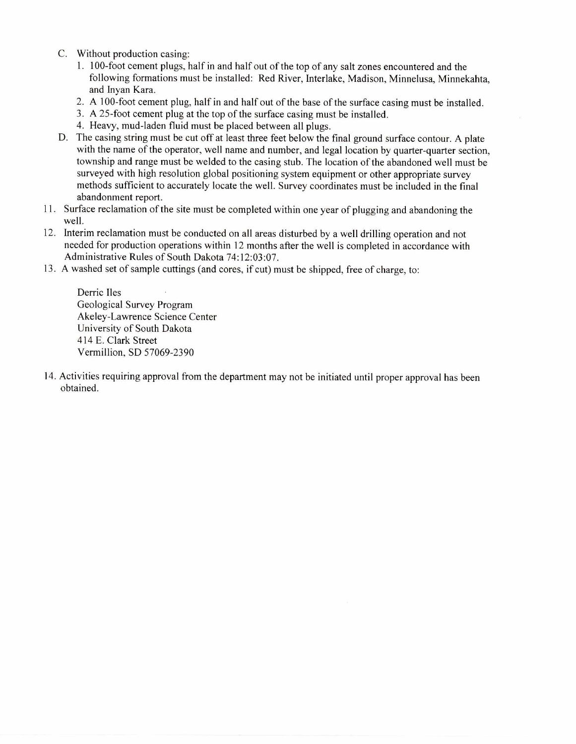C. Without production casing:

   1. 100-foot cement plugs, half in and half out of the top of any salt zones encountered and the following formations must be installed: Red River, Interlake, Madison, Minnelusa, Minnekahta, and Inyan Kara.
   2. A 100-foot cement plug, half in and half out of the base of the surface casing must be installed.
   3. A 25-foot cement plug at the top of the surface casing must be installed.
   4. Heavy, mud-laden fluid must be placed between all plugs.

D. The casing string must be cut off at least three feet below the final ground surface contour. A plate with the name of the operator, well name and number, and legal location by quarter-quarter section, township and range must be welded to the casing stub. The location of the abandoned well must be surveyed with high resolution global positioning system equipment or other appropriate survey methods sufficient to accurately locate the well. Survey coordinates must be included in the final abandonment report.

11. Surface reclamation of the site must be completed within one year of plugging and abandoning the well.
12. Interim reclamation must be conducted on all areas disturbed by a well drilling operation and not needed for production operations within 12 months after the well is completed in accordance with Administrative Rules of South Dakota 74:12:03:07.
13. A washed set of sample cuttings (and cores, if cut) must be shipped, free of charge, to:

    Derric Iles
    Geological Survey Program
    Akeley-Lawrence Science Center
    University of South Dakota
    414 E. Clark Street
    Vermillion, SD 57069-2390

14. Activities requiring approval from the department may not be initiated until proper approval has been obtained.